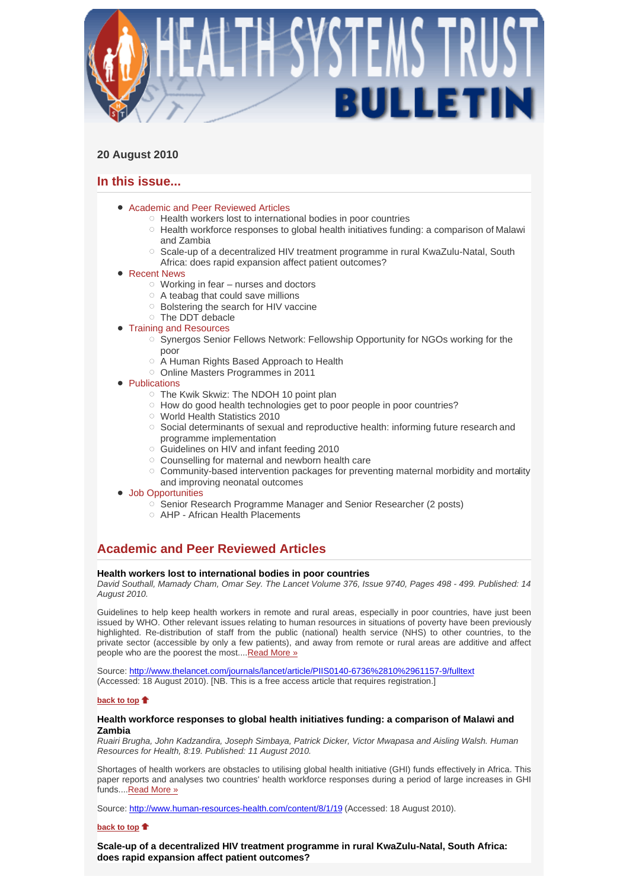# HEALTH SYSTEMS TRUST BULLETIN

**20 August 2010**

## In this issue...

- Academic and Peer Reviewed Articles
  - Health workers lost to international bodies in poor countries
  - Health workforce responses to global health initiatives funding: a comparison of Malawi and Zambia
  - Scale-up of a decentralized HIV treatment programme in rural KwaZulu-Natal, South Africa: does rapid expansion affect patient outcomes?
- Recent News
  - Working in fear – nurses and doctors
  - A teabag that could save millions
  - Bolstering the search for HIV vaccine
  - The DDT debacle
- Training and Resources
  - Synergos Senior Fellows Network: Fellowship Opportunity for NGOs working for the poor
  - A Human Rights Based Approach to Health
  - Online Masters Programmes in 2011
- Publications
  - The Kwik Skwiz: The NDOH 10 point plan
  - How do good health technologies get to poor people in poor countries?
  - World Health Statistics 2010
  - Social determinants of sexual and reproductive health: informing future research and programme implementation
  - Guidelines on HIV and infant feeding 2010
  - Counselling for maternal and newborn health care
  - Community-based intervention packages for preventing maternal morbidity and mortality and improving neonatal outcomes
- Job Opportunities
  - Senior Research Programme Manager and Senior Researcher (2 posts)
  - AHP - African Health Placements

## Academic and Peer Reviewed Articles

**Health workers lost to international bodies in poor countries**
*David Southall, Mamady Cham, Omar Sey. The Lancet Volume 376, Issue 9740, Pages 498 - 499. Published: 14 August 2010.*

Guidelines to help keep health workers in remote and rural areas, especially in poor countries, have just been issued by WHO. Other relevant issues relating to human resources in situations of poverty have been previously highlighted. Re-distribution of staff from the public (national) health service (NHS) to other countries, to the private sector (accessible by only a few patients), and away from remote or rural areas are additive and affect people who are the poorest the most....Read More »

Source: http://www.thelancet.com/journals/lancet/article/PIIS0140-6736%2810%2961157-9/fulltext (Accessed: 18 August 2010). [NB. This is a free access article that requires registration.]

back to top

**Health workforce responses to global health initiatives funding: a comparison of Malawi and Zambia**
*Ruairi Brugha, John Kadzandira, Joseph Simbaya, Patrick Dicker, Victor Mwapasa and Aisling Walsh. Human Resources for Health, 8:19. Published: 11 August 2010.*

Shortages of health workers are obstacles to utilising global health initiative (GHI) funds effectively in Africa. This paper reports and analyses two countries' health workforce responses during a period of large increases in GHI funds....Read More »

Source: http://www.human-resources-health.com/content/8/1/19 (Accessed: 18 August 2010).

back to top

**Scale-up of a decentralized HIV treatment programme in rural KwaZulu-Natal, South Africa: does rapid expansion affect patient outcomes?**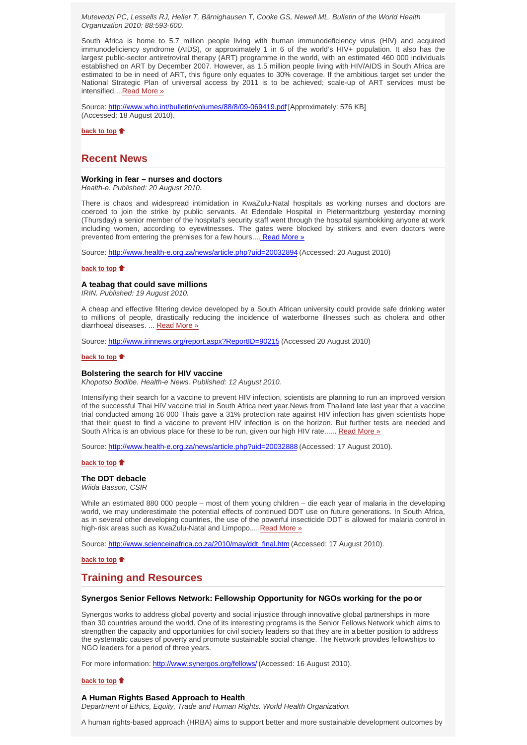*Mutevedzi PC, Lessells RJ, Heller T, Bärnighausen T, Cooke GS, Newell ML. Bulletin of the World Health Organization 2010: 88:593-600.*

South Africa is home to 5.7 million people living with human immunodeficiency virus (HIV) and acquired immunodeficiency syndrome (AIDS), or approximately 1 in 6 of the world's HIV+ population. It also has the largest public-sector antiretroviral therapy (ART) programme in the world, with an estimated 460 000 individuals established on ART by December 2007. However, as 1.5 million people living with HIV/AIDS in South Africa are estimated to be in need of ART, this figure only equates to 30% coverage. If the ambitious target set under the National Strategic Plan of universal access by 2011 is to be achieved; scale-up of ART services must be intensified....Read More »

Source: http://www.who.int/bulletin/volumes/88/8/09-069419.pdf [Approximately: 576 KB] (Accessed: 18 August 2010).

**back to top**

## Recent News

### Working in fear – nurses and doctors

*Health-e. Published: 20 August 2010.*

There is chaos and widespread intimidation in KwaZulu-Natal hospitals as working nurses and doctors are coerced to join the strike by public servants. At Edendale Hospital in Pietermaritzburg yesterday morning (Thursday) a senior member of the hospital's security staff went through the hospital sjambokking anyone at work including women, according to eyewitnesses. The gates were blocked by strikers and even doctors were prevented from entering the premises for a few hours.... Read More »

Source: http://www.health-e.org.za/news/article.php?uid=20032894 (Accessed: 20 August 2010)

**back to top**

### A teabag that could save millions

*IRIN. Published: 19 August 2010.*

A cheap and effective filtering device developed by a South African university could provide safe drinking water to millions of people, drastically reducing the incidence of waterborne illnesses such as cholera and other diarrhoeal diseases. ... Read More »

Source: http://www.irinnews.org/report.aspx?ReportID=90215 (Accessed 20 August 2010)

**back to top**

### Bolstering the search for HIV vaccine

*Khopotso Bodibe. Health-e News. Published: 12 August 2010.*

Intensifying their search for a vaccine to prevent HIV infection, scientists are planning to run an improved version of the successful Thai HIV vaccine trial in South Africa next year.News from Thailand late last year that a vaccine trial conducted among 16 000 Thais gave a 31% protection rate against HIV infection has given scientists hope that their quest to find a vaccine to prevent HIV infection is on the horizon. But further tests are needed and South Africa is an obvious place for these to be run, given our high HIV rate...... Read More »

Source: http://www.health-e.org.za/news/article.php?uid=20032888 (Accessed: 17 August 2010).

**back to top**

### The DDT debacle

*Wiida Basson, CSIR*

While an estimated 880 000 people – most of them young children – die each year of malaria in the developing world, we may underestimate the potential effects of continued DDT use on future generations. In South Africa, as in several other developing countries, the use of the powerful insecticide DDT is allowed for malaria control in high-risk areas such as KwaZulu-Natal and Limpopo.....Read More »

Source: http://www.scienceinafrica.co.za/2010/may/ddt_final.htm (Accessed: 17 August 2010).

**back to top**

## Training and Resources

### Synergos Senior Fellows Network: Fellowship Opportunity for NGOs working for the poor

Synergos works to address global poverty and social injustice through innovative global partnerships in more than 30 countries around the world. One of its interesting programs is the Senior Fellows Network which aims to strengthen the capacity and opportunities for civil society leaders so that they are in a better position to address the systematic causes of poverty and promote sustainable social change. The Network provides fellowships to NGO leaders for a period of three years.

For more information: http://www.synergos.org/fellows/ (Accessed: 16 August 2010).

**back to top**

### A Human Rights Based Approach to Health

*Department of Ethics, Equity, Trade and Human Rights. World Health Organization.*

A human rights-based approach (HRBA) aims to support better and more sustainable development outcomes by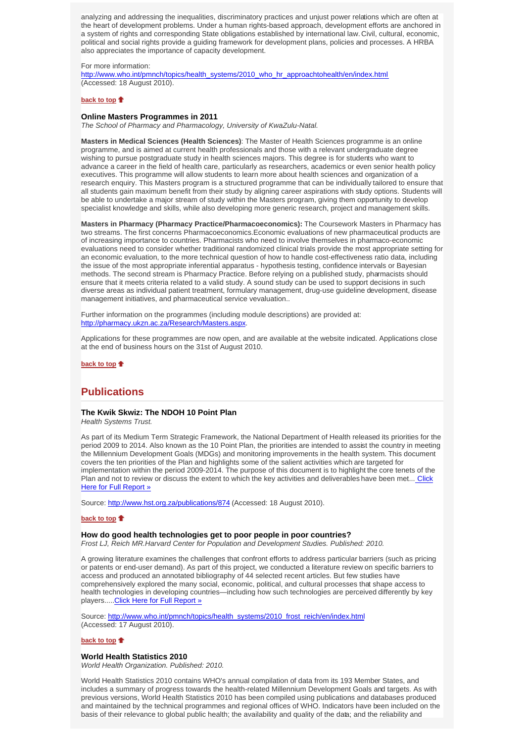analyzing and addressing the inequalities, discriminatory practices and unjust power relations which are often at the heart of development problems. Under a human rights-based approach, development efforts are anchored in a system of rights and corresponding State obligations established by international law. Civil, cultural, economic, political and social rights provide a guiding framework for development plans, policies and processes. A HRBA also appreciates the importance of capacity development.

For more information:
http://www.who.int/pmnch/topics/health_systems/2010_who_hr_approachtohealth/en/index.html
(Accessed: 18 August 2010).

**back to top**

### Online Masters Programmes in 2011

*The School of Pharmacy and Pharmacology, University of KwaZulu-Natal.*

**Masters in Medical Sciences (Health Sciences)**: The Master of Health Sciences programme is an online programme, and is aimed at current health professionals and those with a relevant undergraduate degree wishing to pursue postgraduate study in health sciences majors. This degree is for students who want to advance a career in the field of health care, particularly as researchers, academics or even senior health policy executives. This programme will allow students to learn more about health sciences and organization of a research enquiry. This Masters program is a structured programme that can be individually tailored to ensure that all students gain maximum benefit from their study by aligning career aspirations with study options. Students will be able to undertake a major stream of study within the Masters program, giving them opportunity to develop specialist knowledge and skills, while also developing more generic research, project and management skills.

**Masters in Pharmacy (Pharmacy Practice/Pharmacoeconomics):** The Coursework Masters in Pharmacy has two streams. The first concerns Pharmacoeconomics.Economic evaluations of new pharmaceutical products are of increasing importance to countries. Pharmacists who need to involve themselves in pharmaco-economic evaluations need to consider whether traditional randomized clinical trials provide the most appropriate setting for an economic evaluation, to the more technical question of how to handle cost-effectiveness ratio data, including the issue of the most appropriate inferential apparatus - hypothesis testing, confidence intervals or Bayesian methods. The second stream is Pharmacy Practice. Before relying on a published study, pharmacists should ensure that it meets criteria related to a valid study. A sound study can be used to support decisions in such diverse areas as individual patient treatment, formulary management, drug-use guideline development, disease management initiatives, and pharmaceutical service vevaluation..

Further information on the programmes (including module descriptions) are provided at:
http://pharmacy.ukzn.ac.za/Research/Masters.aspx.

Applications for these programmes are now open, and are available at the website indicated. Applications close at the end of business hours on the 31st of August 2010.

**back to top**

## Publications

### The Kwik Skwiz: The NDOH 10 Point Plan

*Health Systems Trust.*

As part of its Medium Term Strategic Framework, the National Department of Health released its priorities for the period 2009 to 2014. Also known as the 10 Point Plan, the priorities are intended to assist the country in meeting the Millennium Development Goals (MDGs) and monitoring improvements in the health system. This document covers the ten priorities of the Plan and highlights some of the salient activities which are targeted for implementation within the period 2009-2014. The purpose of this document is to highlight the core tenets of the Plan and not to review or discuss the extent to which the key activities and deliverables have been met... Click Here for Full Report »

Source: http://www.hst.org.za/publications/874 (Accessed: 18 August 2010).

**back to top**

### How do good health technologies get to poor people in poor countries?

*Frost LJ, Reich MR.Harvard Center for Population and Development Studies. Published: 2010.*

A growing literature examines the challenges that confront efforts to address particular barriers (such as pricing or patents or end-user demand). As part of this project, we conducted a literature review on specific barriers to access and produced an annotated bibliography of 44 selected recent articles. But few studies have comprehensively explored the many social, economic, political, and cultural processes that shape access to health technologies in developing countries—including how such technologies are perceived differently by key players.....Click Here for Full Report »

Source: http://www.who.int/pmnch/topics/health_systems/2010_frost_reich/en/index.html
(Accessed: 17 August 2010).

**back to top**

### World Health Statistics 2010

*World Health Organization. Published: 2010.*

World Health Statistics 2010 contains WHO's annual compilation of data from its 193 Member States, and includes a summary of progress towards the health-related Millennium Development Goals and targets. As with previous versions, World Health Statistics 2010 has been compiled using publications and databases produced and maintained by the technical programmes and regional offices of WHO. Indicators have been included on the basis of their relevance to global public health; the availability and quality of the data; and the reliability and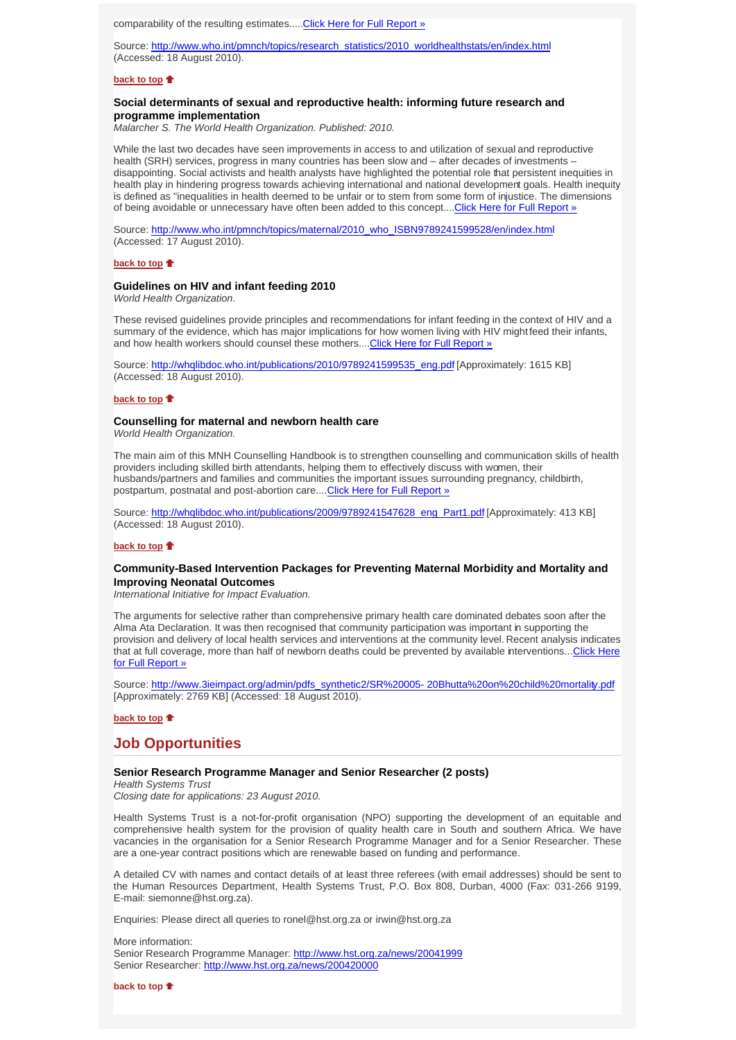comparability of the resulting estimates.....Click Here for Full Report »

Source: http://www.who.int/pmnch/topics/research_statistics/2010_worldhealthstats/en/index.html (Accessed: 18 August 2010).

back to top

### Social determinants of sexual and reproductive health: informing future research and programme implementation

*Malarcher S. The World Health Organization. Published: 2010.*

While the last two decades have seen improvements in access to and utilization of sexual and reproductive health (SRH) services, progress in many countries has been slow and – after decades of investments – disappointing. Social activists and health analysts have highlighted the potential role that persistent inequities in health play in hindering progress towards achieving international and national development goals. Health inequity is defined as "inequalities in health deemed to be unfair or to stem from some form of injustice. The dimensions of being avoidable or unnecessary have often been added to this concept....Click Here for Full Report »

Source: http://www.who.int/pmnch/topics/maternal/2010_who_ISBN9789241599528/en/index.html (Accessed: 17 August 2010).

back to top

### Guidelines on HIV and infant feeding 2010

*World Health Organization.*

These revised guidelines provide principles and recommendations for infant feeding in the context of HIV and a summary of the evidence, which has major implications for how women living with HIV might feed their infants, and how health workers should counsel these mothers....Click Here for Full Report »

Source: http://whqlibdoc.who.int/publications/2010/9789241599535_eng.pdf [Approximately: 1615 KB] (Accessed: 18 August 2010).

back to top

### Counselling for maternal and newborn health care

*World Health Organization.*

The main aim of this MNH Counselling Handbook is to strengthen counselling and communication skills of health providers including skilled birth attendants, helping them to effectively discuss with women, their husbands/partners and families and communities the important issues surrounding pregnancy, childbirth, postpartum, postnatal and post-abortion care....Click Here for Full Report »

Source: http://whqlibdoc.who.int/publications/2009/9789241547628_eng_Part1.pdf [Approximately: 413 KB] (Accessed: 18 August 2010).

back to top

### Community-Based Intervention Packages for Preventing Maternal Morbidity and Mortality and Improving Neonatal Outcomes

*International Initiative for Impact Evaluation.*

The arguments for selective rather than comprehensive primary health care dominated debates soon after the Alma Ata Declaration. It was then recognised that community participation was important in supporting the provision and delivery of local health services and interventions at the community level. Recent analysis indicates that at full coverage, more than half of newborn deaths could be prevented by available interventions...Click Here for Full Report »

Source: http://www.3ieimpact.org/admin/pdfs_synthetic2/SR%20005- 20Bhutta%20on%20child%20mortality.pdf [Approximately: 2769 KB] (Accessed: 18 August 2010).

back to top

## Job Opportunities

### Senior Research Programme Manager and Senior Researcher (2 posts)

*Health Systems Trust*
*Closing date for applications: 23 August 2010.*

Health Systems Trust is a not-for-profit organisation (NPO) supporting the development of an equitable and comprehensive health system for the provision of quality health care in South and southern Africa. We have vacancies in the organisation for a Senior Research Programme Manager and for a Senior Researcher. These are a one-year contract positions which are renewable based on funding and performance.

A detailed CV with names and contact details of at least three referees (with email addresses) should be sent to the Human Resources Department, Health Systems Trust, P.O. Box 808, Durban, 4000 (Fax: 031-266 9199, E-mail: siemonne@hst.org.za).

Enquiries: Please direct all queries to ronel@hst.org.za or irwin@hst.org.za

More information:
Senior Research Programme Manager: http://www.hst.org.za/news/20041999
Senior Researcher: http://www.hst.org.za/news/200420000

back to top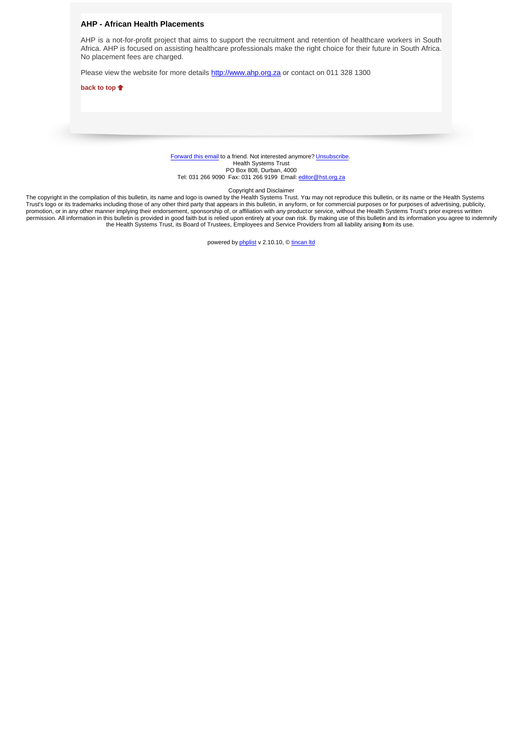### AHP - African Health Placements

AHP is a not-for-profit project that aims to support the recruitment and retention of healthcare workers in South Africa. AHP is focused on assisting healthcare professionals make the right choice for their future in South Africa. No placement fees are charged.

Please view the website for more details http://www.ahp.org.za or contact on 011 328 1300

**back to top**

Forward this email to a friend. Not interested anymore? Unsubscribe.
Health Systems Trust
PO Box 808, Durban, 4000
Tel: 031 266 9090 Fax: 031 266 9199 Email: editor@hst.org.za

Copyright and Disclaimer
The copyright in the compilation of this bulletin, its name and logo is owned by the Health Systems Trust. You may not reproduce this bulletin, or its name or the Health Systems Trust's logo or its trademarks including those of any other third party that appears in this bulletin, in any form, or for commercial purposes or for purposes of advertising, publicity, promotion, or in any other manner implying their endorsement, sponsorship of, or affiliation with any product or service, without the Health Systems Trust's prior express written permission. All information in this bulletin is provided in good faith but is relied upon entirely at your own risk. By making use of this bulletin and its information you agree to indemnify the Health Systems Trust, its Board of Trustees, Employees and Service Providers from all liability arising from its use.

powered by phplist v 2.10.10, © tincan ltd